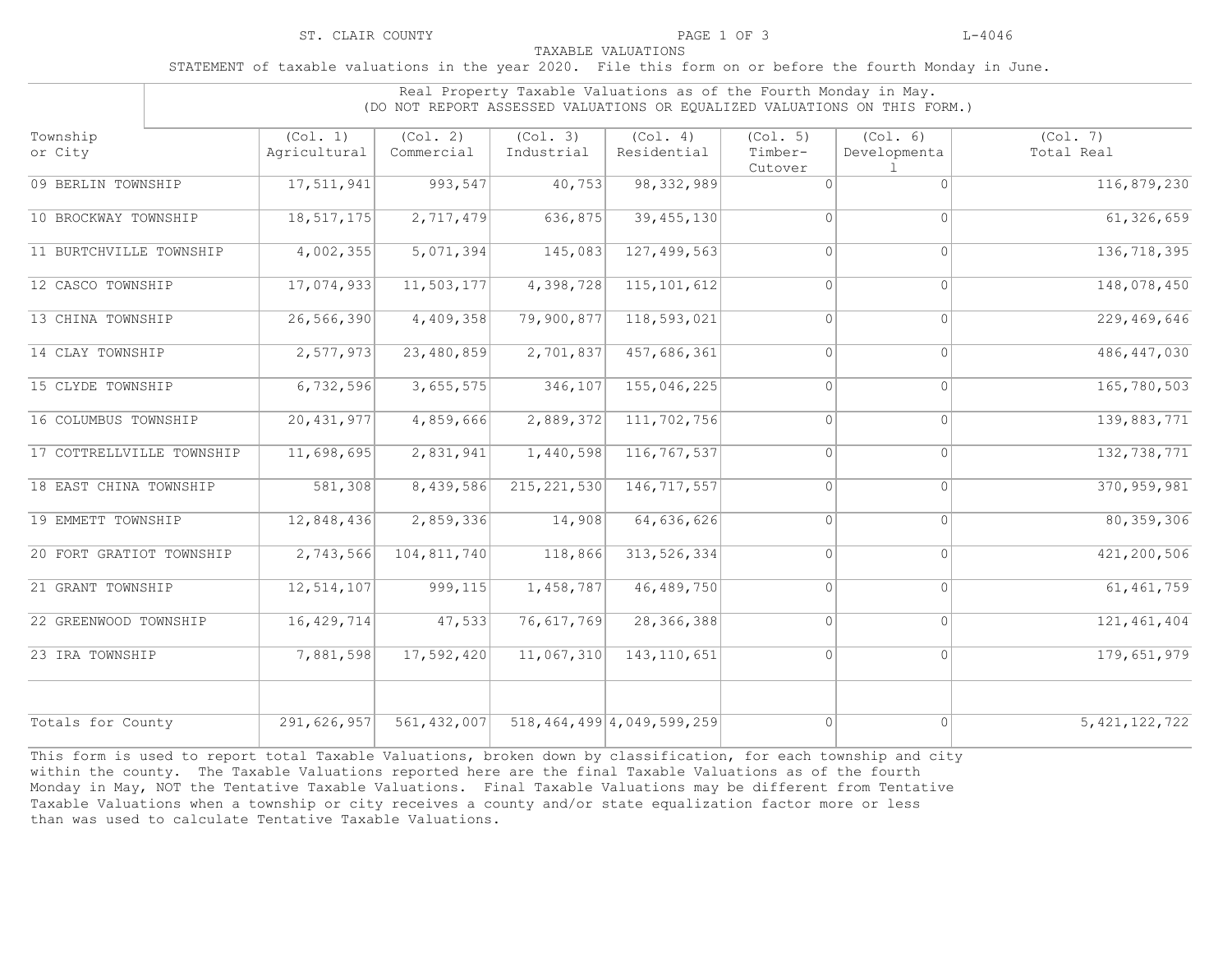ST. CLAIR COUNTY

L-4046

TAXABLE VALUATIONS

STATEMENT of taxable valuations in the year 2020. File this form on or before the fourth Monday in June.

Real Property Taxable Valuations as of the Fourth Monday in May.
(DO NOT REPORT ASSESSED VALUATIONS OR EQUALIZED VALUATIONS ON THIS FORM.)

| Township or City | (Col. 1) Agricultural | (Col. 2) Commercial | (Col. 3) Industrial | (Col. 4) Residential | (Col. 5) Timber-Cutover | (Col. 6) Developmental | (Col. 7) Total Real |
|---|---|---|---|---|---|---|---|
| 09 BERLIN TOWNSHIP | 17,511,941 | 993,547 | 40,753 | 98,332,989 | 0 | 0 | 116,879,230 |
| 10 BROCKWAY TOWNSHIP | 18,517,175 | 2,717,479 | 636,875 | 39,455,130 | 0 | 0 | 61,326,659 |
| 11 BURTCHVILLE TOWNSHIP | 4,002,355 | 5,071,394 | 145,083 | 127,499,563 | 0 | 0 | 136,718,395 |
| 12 CASCO TOWNSHIP | 17,074,933 | 11,503,177 | 4,398,728 | 115,101,612 | 0 | 0 | 148,078,450 |
| 13 CHINA TOWNSHIP | 26,566,390 | 4,409,358 | 79,900,877 | 118,593,021 | 0 | 0 | 229,469,646 |
| 14 CLAY TOWNSHIP | 2,577,973 | 23,480,859 | 2,701,837 | 457,686,361 | 0 | 0 | 486,447,030 |
| 15 CLYDE TOWNSHIP | 6,732,596 | 3,655,575 | 346,107 | 155,046,225 | 0 | 0 | 165,780,503 |
| 16 COLUMBUS TOWNSHIP | 20,431,977 | 4,859,666 | 2,889,372 | 111,702,756 | 0 | 0 | 139,883,771 |
| 17 COTTRELLVILLE TOWNSHIP | 11,698,695 | 2,831,941 | 1,440,598 | 116,767,537 | 0 | 0 | 132,738,771 |
| 18 EAST CHINA TOWNSHIP | 581,308 | 8,439,586 | 215,221,530 | 146,717,557 | 0 | 0 | 370,959,981 |
| 19 EMMETT TOWNSHIP | 12,848,436 | 2,859,336 | 14,908 | 64,636,626 | 0 | 0 | 80,359,306 |
| 20 FORT GRATIOT TOWNSHIP | 2,743,566 | 104,811,740 | 118,866 | 313,526,334 | 0 | 0 | 421,200,506 |
| 21 GRANT TOWNSHIP | 12,514,107 | 999,115 | 1,458,787 | 46,489,750 | 0 | 0 | 61,461,759 |
| 22 GREENWOOD TOWNSHIP | 16,429,714 | 47,533 | 76,617,769 | 28,366,388 | 0 | 0 | 121,461,404 |
| 23 IRA TOWNSHIP | 7,881,598 | 17,592,420 | 11,067,310 | 143,110,651 | 0 | 0 | 179,651,979 |
| | | | | | | | |
| Totals for County | 291,626,957 | 561,432,007 | 518,464,499 | 4,049,599,259 | 0 | 0 | 5,421,122,722 |

This form is used to report total Taxable Valuations, broken down by classification, for each township and city within the county. The Taxable Valuations reported here are the final Taxable Valuations as of the fourth Monday in May, NOT the Tentative Taxable Valuations. Final Taxable Valuations may be different from Tentative Taxable Valuations when a township or city receives a county and/or state equalization factor more or less than was used to calculate Tentative Taxable Valuations.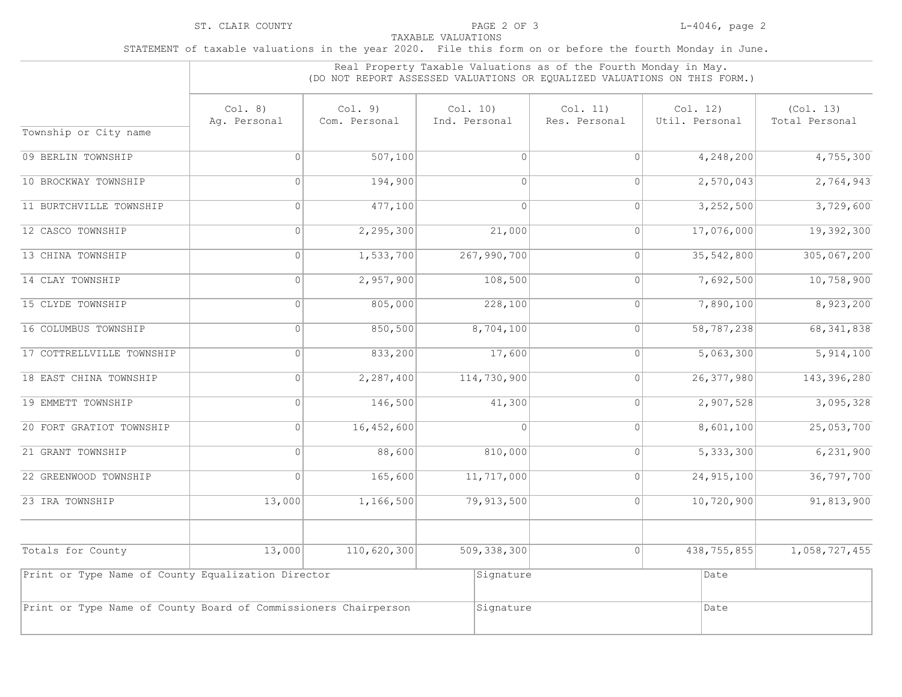ST. CLAIR COUNTY

L-4046, page 2

TAXABLE VALUATIONS

STATEMENT of taxable valuations in the year 2020. File this form on or before the fourth Monday in June.

| Township or City name | Real Property Taxable Valuations as of the Fourth Monday in May. (DO NOT REPORT ASSESSED VALUATIONS OR EQUALIZED VALUATIONS ON THIS FORM.) | | | | | |
|---|---|---|---|---|---|---|
| | Col. 8) Ag. Personal | Col. 9) Com. Personal | Col. 10) Ind. Personal | Col. 11) Res. Personal | Col. 12) Util. Personal | (Col. 13) Total Personal |
| 09 BERLIN TOWNSHIP | 0 | 507,100 | 0 | 0 | 4,248,200 | 4,755,300 |
| 10 BROCKWAY TOWNSHIP | 0 | 194,900 | 0 | 0 | 2,570,043 | 2,764,943 |
| 11 BURTCHVILLE TOWNSHIP | 0 | 477,100 | 0 | 0 | 3,252,500 | 3,729,600 |
| 12 CASCO TOWNSHIP | 0 | 2,295,300 | 21,000 | 0 | 17,076,000 | 19,392,300 |
| 13 CHINA TOWNSHIP | 0 | 1,533,700 | 267,990,700 | 0 | 35,542,800 | 305,067,200 |
| 14 CLAY TOWNSHIP | 0 | 2,957,900 | 108,500 | 0 | 7,692,500 | 10,758,900 |
| 15 CLYDE TOWNSHIP | 0 | 805,000 | 228,100 | 0 | 7,890,100 | 8,923,200 |
| 16 COLUMBUS TOWNSHIP | 0 | 850,500 | 8,704,100 | 0 | 58,787,238 | 68,341,838 |
| 17 COTTRELLVILLE TOWNSHIP | 0 | 833,200 | 17,600 | 0 | 5,063,300 | 5,914,100 |
| 18 EAST CHINA TOWNSHIP | 0 | 2,287,400 | 114,730,900 | 0 | 26,377,980 | 143,396,280 |
| 19 EMMETT TOWNSHIP | 0 | 146,500 | 41,300 | 0 | 2,907,528 | 3,095,328 |
| 20 FORT GRATIOT TOWNSHIP | 0 | 16,452,600 | 0 | 0 | 8,601,100 | 25,053,700 |
| 21 GRANT TOWNSHIP | 0 | 88,600 | 810,000 | 0 | 5,333,300 | 6,231,900 |
| 22 GREENWOOD TOWNSHIP | 0 | 165,600 | 11,717,000 | 0 | 24,915,100 | 36,797,700 |
| 23 IRA TOWNSHIP | 13,000 | 1,166,500 | 79,913,500 | 0 | 10,720,900 | 91,813,900 |
| | | | | | | |
| Totals for County | 13,000 | 110,620,300 | 509,338,300 | 0 | 438,755,855 | 1,058,727,455 |

| Print or Type Name of County Equalization Director | Signature | Date |
|---|---|---|
| Print or Type Name of County Board of Commissioners Chairperson | Signature | Date |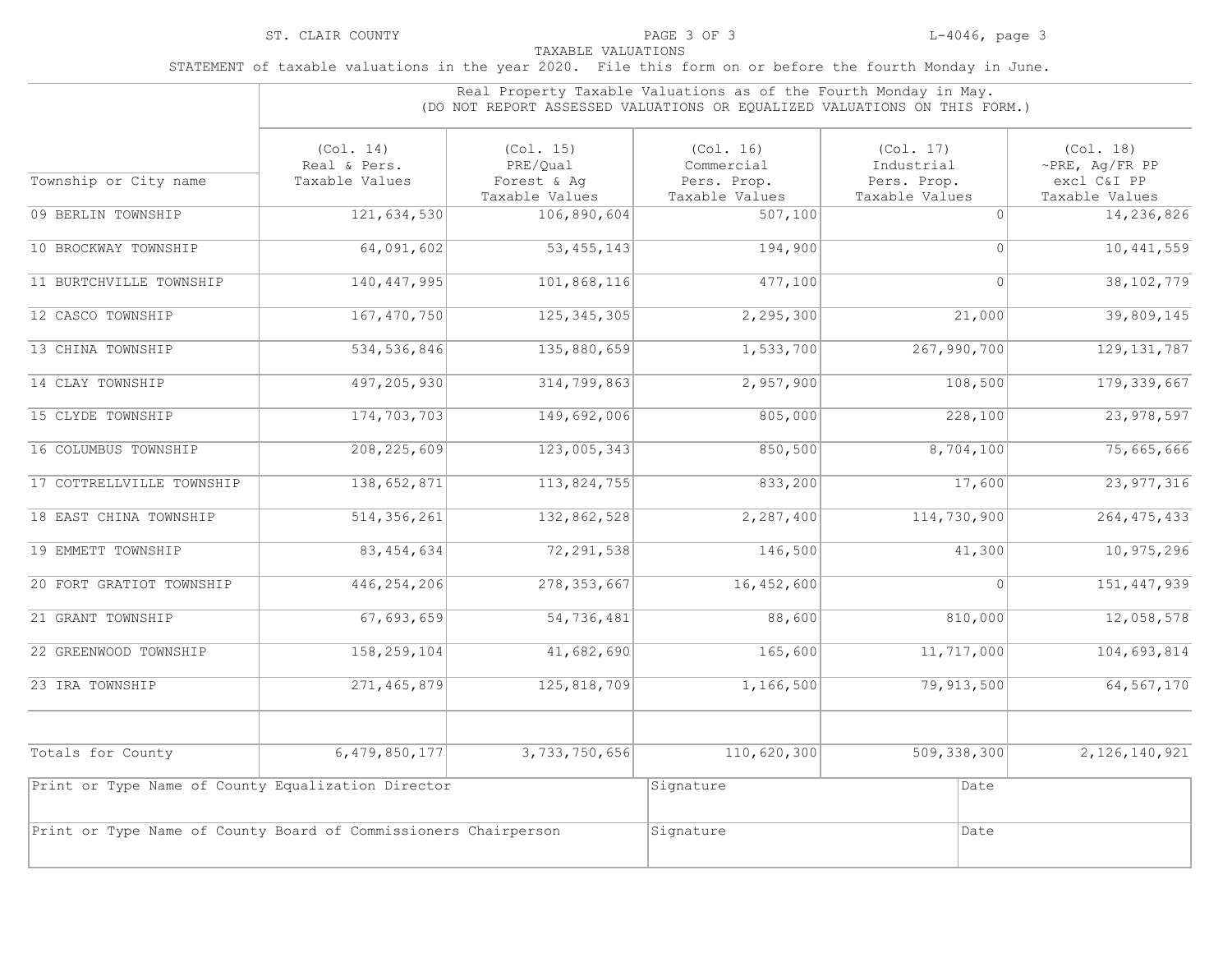ST. CLAIR COUNTY

L-4046, page 3

TAXABLE VALUATIONS

STATEMENT of taxable valuations in the year 2020. File this form on or before the fourth Monday in June.

| | Real Property Taxable Valuations as of the Fourth Monday in May. (DO NOT REPORT ASSESSED VALUATIONS OR EQUALIZED VALUATIONS ON THIS FORM.) | | | | |
|---|---|---|---|---|---|
| Township or City name | (Col. 14) Real & Pers. Taxable Values | (Col. 15) PRE/Qual Forest & Ag Taxable Values | (Col. 16) Commercial Pers. Prop. Taxable Values | (Col. 17) Industrial Pers. Prop. Taxable Values | (Col. 18) ~PRE, Ag/FR PP excl C&I PP Taxable Values |
| 09 BERLIN TOWNSHIP | 121,634,530 | 106,890,604 | 507,100 | 0 | 14,236,826 |
| 10 BROCKWAY TOWNSHIP | 64,091,602 | 53,455,143 | 194,900 | 0 | 10,441,559 |
| 11 BURTCHVILLE TOWNSHIP | 140,447,995 | 101,868,116 | 477,100 | 0 | 38,102,779 |
| 12 CASCO TOWNSHIP | 167,470,750 | 125,345,305 | 2,295,300 | 21,000 | 39,809,145 |
| 13 CHINA TOWNSHIP | 534,536,846 | 135,880,659 | 1,533,700 | 267,990,700 | 129,131,787 |
| 14 CLAY TOWNSHIP | 497,205,930 | 314,799,863 | 2,957,900 | 108,500 | 179,339,667 |
| 15 CLYDE TOWNSHIP | 174,703,703 | 149,692,006 | 805,000 | 228,100 | 23,978,597 |
| 16 COLUMBUS TOWNSHIP | 208,225,609 | 123,005,343 | 850,500 | 8,704,100 | 75,665,666 |
| 17 COTTRELLVILLE TOWNSHIP | 138,652,871 | 113,824,755 | 833,200 | 17,600 | 23,977,316 |
| 18 EAST CHINA TOWNSHIP | 514,356,261 | 132,862,528 | 2,287,400 | 114,730,900 | 264,475,433 |
| 19 EMMETT TOWNSHIP | 83,454,634 | 72,291,538 | 146,500 | 41,300 | 10,975,296 |
| 20 FORT GRATIOT TOWNSHIP | 446,254,206 | 278,353,667 | 16,452,600 | 0 | 151,447,939 |
| 21 GRANT TOWNSHIP | 67,693,659 | 54,736,481 | 88,600 | 810,000 | 12,058,578 |
| 22 GREENWOOD TOWNSHIP | 158,259,104 | 41,682,690 | 165,600 | 11,717,000 | 104,693,814 |
| 23 IRA TOWNSHIP | 271,465,879 | 125,818,709 | 1,166,500 | 79,913,500 | 64,567,170 |
| | | | | | |
| Totals for County | 6,479,850,177 | 3,733,750,656 | 110,620,300 | 509,338,300 | 2,126,140,921 |

| Print or Type Name of County Equalization Director | Signature | Date |
|---|---|---|
| Print or Type Name of County Board of Commissioners Chairperson | Signature | Date |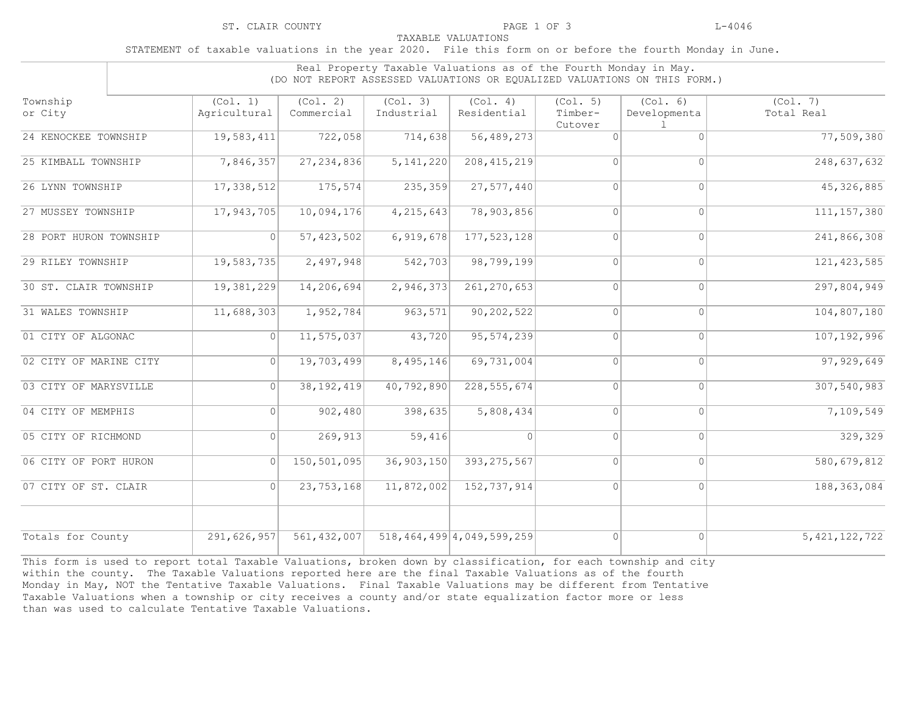ST. CLAIR COUNTY

L-4046

TAXABLE VALUATIONS

STATEMENT of taxable valuations in the year 2020. File this form on or before the fourth Monday in June.

Real Property Taxable Valuations as of the Fourth Monday in May.
(DO NOT REPORT ASSESSED VALUATIONS OR EQUALIZED VALUATIONS ON THIS FORM.)

| Township or City | (Col. 1) Agricultural | (Col. 2) Commercial | (Col. 3) Industrial | (Col. 4) Residential | (Col. 5) Timber-Cutover | (Col. 6) Developmental | (Col. 7) Total Real |
|---|---|---|---|---|---|---|---|
| 24 KENOCKEE TOWNSHIP | 19,583,411 | 722,058 | 714,638 | 56,489,273 | 0 | 0 | 77,509,380 |
| 25 KIMBALL TOWNSHIP | 7,846,357 | 27,234,836 | 5,141,220 | 208,415,219 | 0 | 0 | 248,637,632 |
| 26 LYNN TOWNSHIP | 17,338,512 | 175,574 | 235,359 | 27,577,440 | 0 | 0 | 45,326,885 |
| 27 MUSSEY TOWNSHIP | 17,943,705 | 10,094,176 | 4,215,643 | 78,903,856 | 0 | 0 | 111,157,380 |
| 28 PORT HURON TOWNSHIP | 0 | 57,423,502 | 6,919,678 | 177,523,128 | 0 | 0 | 241,866,308 |
| 29 RILEY TOWNSHIP | 19,583,735 | 2,497,948 | 542,703 | 98,799,199 | 0 | 0 | 121,423,585 |
| 30 ST. CLAIR TOWNSHIP | 19,381,229 | 14,206,694 | 2,946,373 | 261,270,653 | 0 | 0 | 297,804,949 |
| 31 WALES TOWNSHIP | 11,688,303 | 1,952,784 | 963,571 | 90,202,522 | 0 | 0 | 104,807,180 |
| 01 CITY OF ALGONAC | 0 | 11,575,037 | 43,720 | 95,574,239 | 0 | 0 | 107,192,996 |
| 02 CITY OF MARINE CITY | 0 | 19,703,499 | 8,495,146 | 69,731,004 | 0 | 0 | 97,929,649 |
| 03 CITY OF MARYSVILLE | 0 | 38,192,419 | 40,792,890 | 228,555,674 | 0 | 0 | 307,540,983 |
| 04 CITY OF MEMPHIS | 0 | 902,480 | 398,635 | 5,808,434 | 0 | 0 | 7,109,549 |
| 05 CITY OF RICHMOND | 0 | 269,913 | 59,416 | 0 | 0 | 0 | 329,329 |
| 06 CITY OF PORT HURON | 0 | 150,501,095 | 36,903,150 | 393,275,567 | 0 | 0 | 580,679,812 |
| 07 CITY OF ST. CLAIR | 0 | 23,753,168 | 11,872,002 | 152,737,914 | 0 | 0 | 188,363,084 |
| | | | | | | | |
| Totals for County | 291,626,957 | 561,432,007 | 518,464,499 | 4,049,599,259 | 0 | 0 | 5,421,122,722 |

This form is used to report total Taxable Valuations, broken down by classification, for each township and city within the county. The Taxable Valuations reported here are the final Taxable Valuations as of the fourth Monday in May, NOT the Tentative Taxable Valuations. Final Taxable Valuations may be different from Tentative Taxable Valuations when a township or city receives a county and/or state equalization factor more or less than was used to calculate Tentative Taxable Valuations.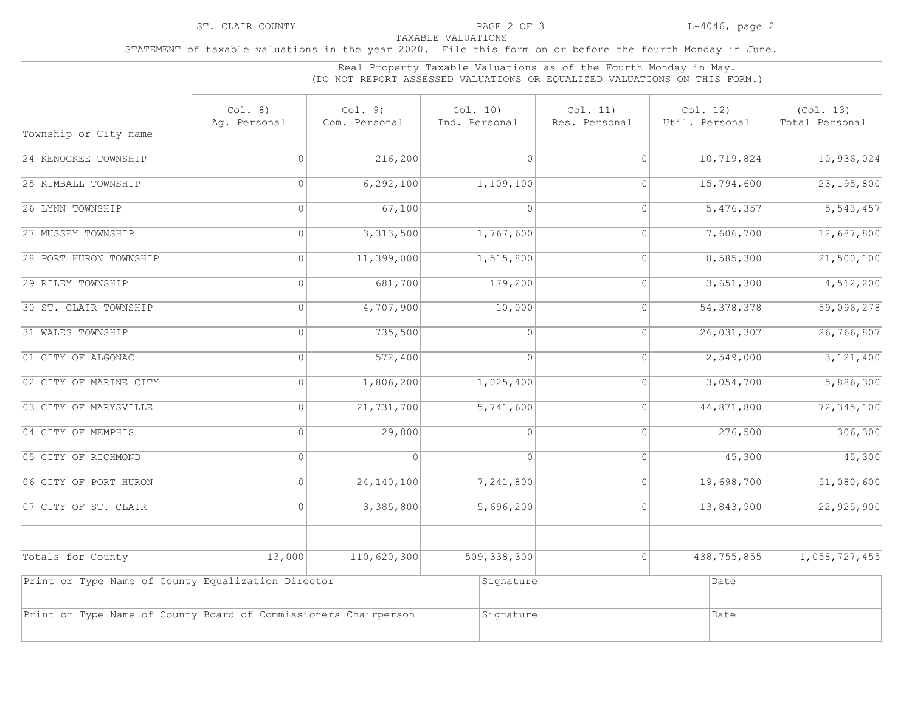ST. CLAIR COUNTY

L-4046, page 2

TAXABLE VALUATIONS

STATEMENT of taxable valuations in the year 2020. File this form on or before the fourth Monday in June.

| Township or City name | Col. 8) Ag. Personal | Col. 9) Com. Personal | Col. 10) Ind. Personal | Col. 11) Res. Personal | Col. 12) Util. Personal | (Col. 13) Total Personal |
|---|---|---|---|---|---|---|
| | Real Property Taxable Valuations as of the Fourth Monday in May. (DO NOT REPORT ASSESSED VALUATIONS OR EQUALIZED VALUATIONS ON THIS FORM.) | | | | | |
| 24 KENOCKEE TOWNSHIP | 0 | 216,200 | 0 | 0 | 10,719,824 | 10,936,024 |
| 25 KIMBALL TOWNSHIP | 0 | 6,292,100 | 1,109,100 | 0 | 15,794,600 | 23,195,800 |
| 26 LYNN TOWNSHIP | 0 | 67,100 | 0 | 0 | 5,476,357 | 5,543,457 |
| 27 MUSSEY TOWNSHIP | 0 | 3,313,500 | 1,767,600 | 0 | 7,606,700 | 12,687,800 |
| 28 PORT HURON TOWNSHIP | 0 | 11,399,000 | 1,515,800 | 0 | 8,585,300 | 21,500,100 |
| 29 RILEY TOWNSHIP | 0 | 681,700 | 179,200 | 0 | 3,651,300 | 4,512,200 |
| 30 ST. CLAIR TOWNSHIP | 0 | 4,707,900 | 10,000 | 0 | 54,378,378 | 59,096,278 |
| 31 WALES TOWNSHIP | 0 | 735,500 | 0 | 0 | 26,031,307 | 26,766,807 |
| 01 CITY OF ALGONAC | 0 | 572,400 | 0 | 0 | 2,549,000 | 3,121,400 |
| 02 CITY OF MARINE CITY | 0 | 1,806,200 | 1,025,400 | 0 | 3,054,700 | 5,886,300 |
| 03 CITY OF MARYSVILLE | 0 | 21,731,700 | 5,741,600 | 0 | 44,871,800 | 72,345,100 |
| 04 CITY OF MEMPHIS | 0 | 29,800 | 0 | 0 | 276,500 | 306,300 |
| 05 CITY OF RICHMOND | 0 | 0 | 0 | 0 | 45,300 | 45,300 |
| 06 CITY OF PORT HURON | 0 | 24,140,100 | 7,241,800 | 0 | 19,698,700 | 51,080,600 |
| 07 CITY OF ST. CLAIR | 0 | 3,385,800 | 5,696,200 | 0 | 13,843,900 | 22,925,900 |
| | | | | | | |
| Totals for County | 13,000 | 110,620,300 | 509,338,300 | 0 | 438,755,855 | 1,058,727,455 |

| Print or Type Name of County Equalization Director | Signature | Date |
|---|---|---|
| Print or Type Name of County Board of Commissioners Chairperson | Signature | Date |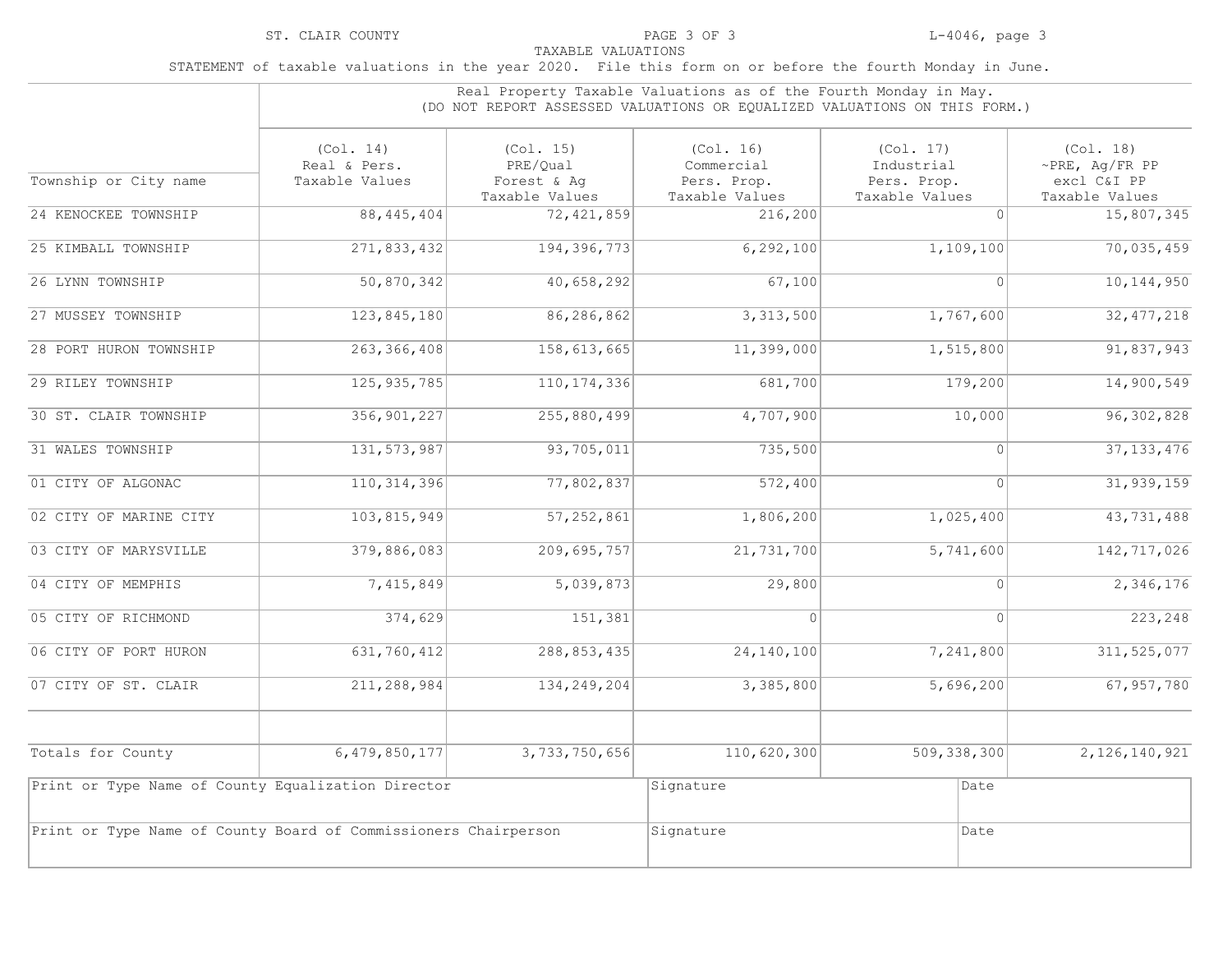ST. CLAIR COUNTY

L-4046, page 3

TAXABLE VALUATIONS

STATEMENT of taxable valuations in the year 2020. File this form on or before the fourth Monday in June.

| | Real Property Taxable Valuations as of the Fourth Monday in May. (DO NOT REPORT ASSESSED VALUATIONS OR EQUALIZED VALUATIONS ON THIS FORM.) | | | | |
|---|---|---|---|---|---|
| Township or City name | (Col. 14) Real & Pers. Taxable Values | (Col. 15) PRE/Qual Forest & Ag Taxable Values | (Col. 16) Commercial Pers. Prop. Taxable Values | (Col. 17) Industrial Pers. Prop. Taxable Values | (Col. 18) ~PRE, Ag/FR PP excl C&I PP Taxable Values |
| 24 KENOCKEE TOWNSHIP | 88,445,404 | 72,421,859 | 216,200 | 0 | 15,807,345 |
| 25 KIMBALL TOWNSHIP | 271,833,432 | 194,396,773 | 6,292,100 | 1,109,100 | 70,035,459 |
| 26 LYNN TOWNSHIP | 50,870,342 | 40,658,292 | 67,100 | 0 | 10,144,950 |
| 27 MUSSEY TOWNSHIP | 123,845,180 | 86,286,862 | 3,313,500 | 1,767,600 | 32,477,218 |
| 28 PORT HURON TOWNSHIP | 263,366,408 | 158,613,665 | 11,399,000 | 1,515,800 | 91,837,943 |
| 29 RILEY TOWNSHIP | 125,935,785 | 110,174,336 | 681,700 | 179,200 | 14,900,549 |
| 30 ST. CLAIR TOWNSHIP | 356,901,227 | 255,880,499 | 4,707,900 | 10,000 | 96,302,828 |
| 31 WALES TOWNSHIP | 131,573,987 | 93,705,011 | 735,500 | 0 | 37,133,476 |
| 01 CITY OF ALGONAC | 110,314,396 | 77,802,837 | 572,400 | 0 | 31,939,159 |
| 02 CITY OF MARINE CITY | 103,815,949 | 57,252,861 | 1,806,200 | 1,025,400 | 43,731,488 |
| 03 CITY OF MARYSVILLE | 379,886,083 | 209,695,757 | 21,731,700 | 5,741,600 | 142,717,026 |
| 04 CITY OF MEMPHIS | 7,415,849 | 5,039,873 | 29,800 | 0 | 2,346,176 |
| 05 CITY OF RICHMOND | 374,629 | 151,381 | 0 | 0 | 223,248 |
| 06 CITY OF PORT HURON | 631,760,412 | 288,853,435 | 24,140,100 | 7,241,800 | 311,525,077 |
| 07 CITY OF ST. CLAIR | 211,288,984 | 134,249,204 | 3,385,800 | 5,696,200 | 67,957,780 |
| | | | | | |
| Totals for County | 6,479,850,177 | 3,733,750,656 | 110,620,300 | 509,338,300 | 2,126,140,921 |

| Print or Type Name of County Equalization Director | Signature | Date |
|---|---|---|
| Print or Type Name of County Board of Commissioners Chairperson | Signature | Date |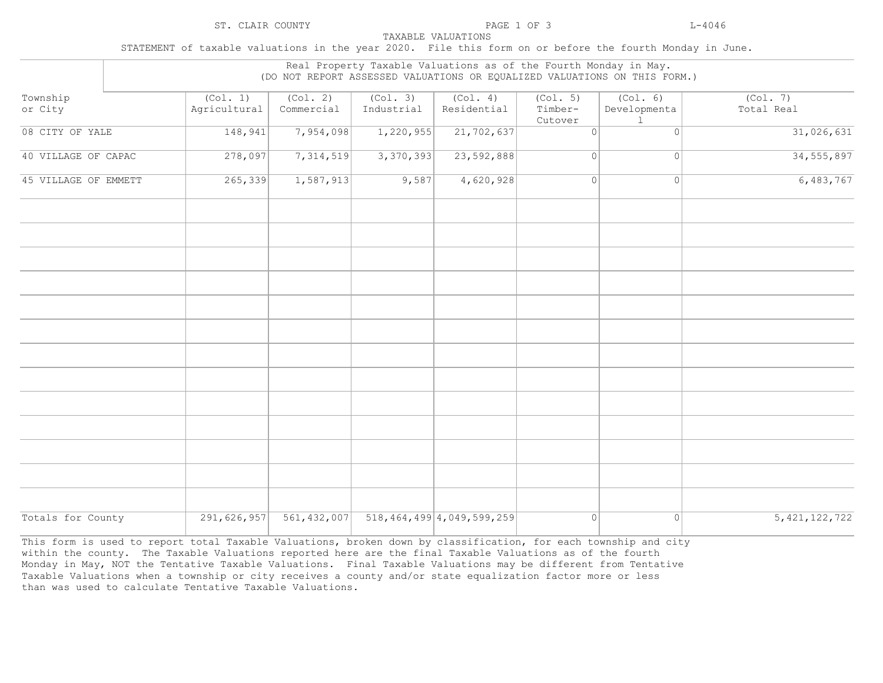ST. CLAIR COUNTY — TAXABLE VALUATIONS — L-4046

STATEMENT of taxable valuations in the year 2020. File this form on or before the fourth Monday in June.

Real Property Taxable Valuations as of the Fourth Monday in May.
(DO NOT REPORT ASSESSED VALUATIONS OR EQUALIZED VALUATIONS ON THIS FORM.)

| Township or City | (Col. 1) Agricultural | (Col. 2) Commercial | (Col. 3) Industrial | (Col. 4) Residential | (Col. 5) Timber-Cutover | (Col. 6) Developmental | (Col. 7) Total Real |
|---|---|---|---|---|---|---|---|
| 08 CITY OF YALE | 148,941 | 7,954,098 | 1,220,955 | 21,702,637 | 0 | 0 | 31,026,631 |
| 40 VILLAGE OF CAPAC | 278,097 | 7,314,519 | 3,370,393 | 23,592,888 | 0 | 0 | 34,555,897 |
| 45 VILLAGE OF EMMETT | 265,339 | 1,587,913 | 9,587 | 4,620,928 | 0 | 0 | 6,483,767 |
| Totals for County | 291,626,957 | 561,432,007 | 518,464,499 | 4,049,599,259 | 0 | 0 | 5,421,122,722 |

This form is used to report total Taxable Valuations, broken down by classification, for each township and city within the county. The Taxable Valuations reported here are the final Taxable Valuations as of the fourth Monday in May, NOT the Tentative Taxable Valuations. Final Taxable Valuations may be different from Tentative Taxable Valuations when a township or city receives a county and/or state equalization factor more or less than was used to calculate Tentative Taxable Valuations.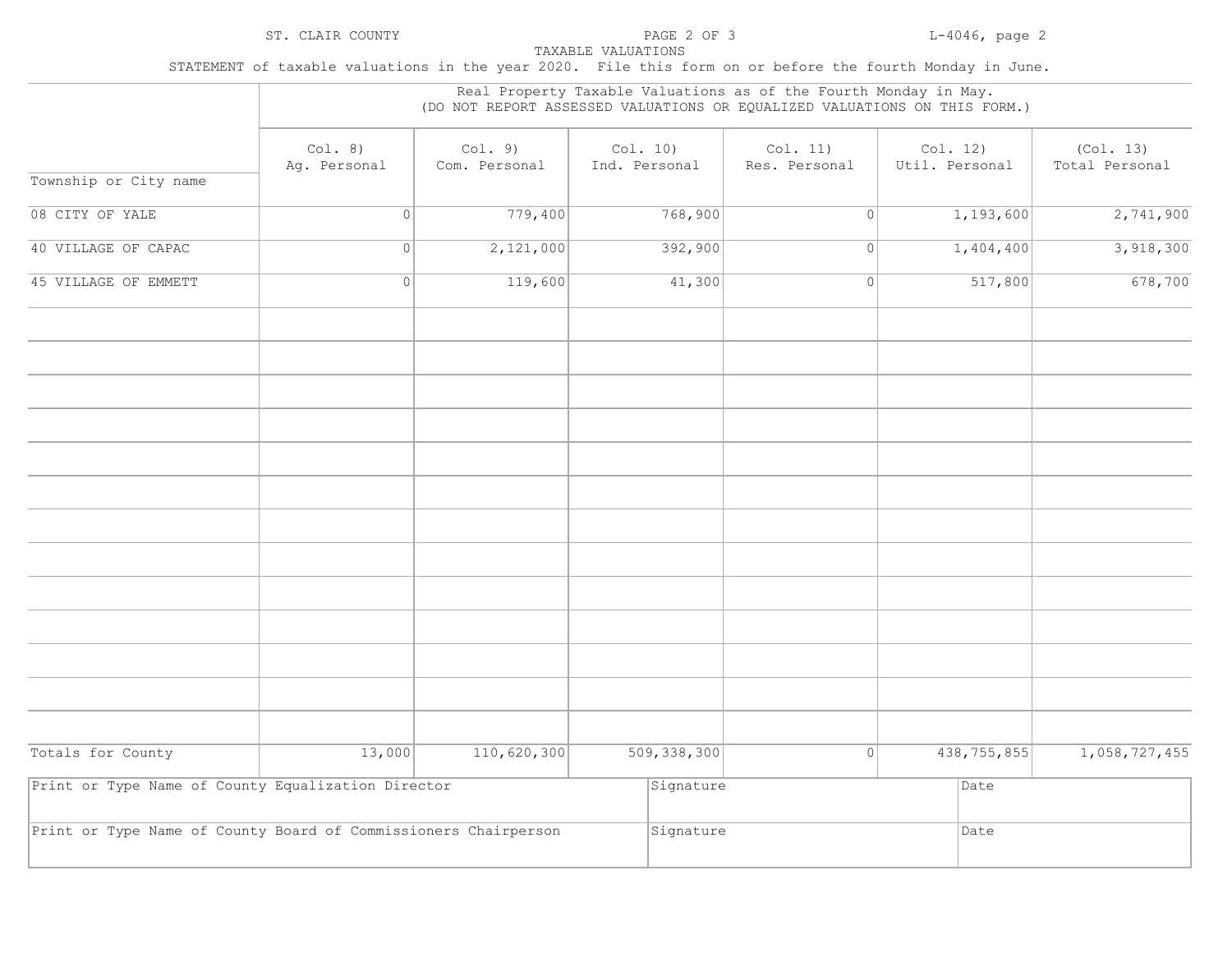ST. CLAIR COUNTY

TAXABLE VALUATIONS

L-4046, page 2

STATEMENT of taxable valuations in the year 2020. File this form on or before the fourth Monday in June.

| | Real Property Taxable Valuations as of the Fourth Monday in May. (DO NOT REPORT ASSESSED VALUATIONS OR EQUALIZED VALUATIONS ON THIS FORM.) | | | | | |
|---|---|---|---|---|---|---|
| Township or City name | Col. 8) Ag. Personal | Col. 9) Com. Personal | Col. 10) Ind. Personal | Col. 11) Res. Personal | Col. 12) Util. Personal | (Col. 13) Total Personal |
| 08 CITY OF YALE | 0 | 779,400 | 768,900 | 0 | 1,193,600 | 2,741,900 |
| 40 VILLAGE OF CAPAC | 0 | 2,121,000 | 392,900 | 0 | 1,404,400 | 3,918,300 |
| 45 VILLAGE OF EMMETT | 0 | 119,600 | 41,300 | 0 | 517,800 | 678,700 |
| | | | | | | |
| | | | | | | |
| | | | | | | |
| | | | | | | |
| | | | | | | |
| | | | | | | |
| | | | | | | |
| | | | | | | |
| | | | | | | |
| | | | | | | |
| | | | | | | |
| | | | | | | |
| | | | | | | |
| Totals for County | 13,000 | 110,620,300 | 509,338,300 | 0 | 438,755,855 | 1,058,727,455 |

| Print or Type Name of County Equalization Director | Signature | Date |
|---|---|---|
| Print or Type Name of County Board of Commissioners Chairperson | Signature | Date |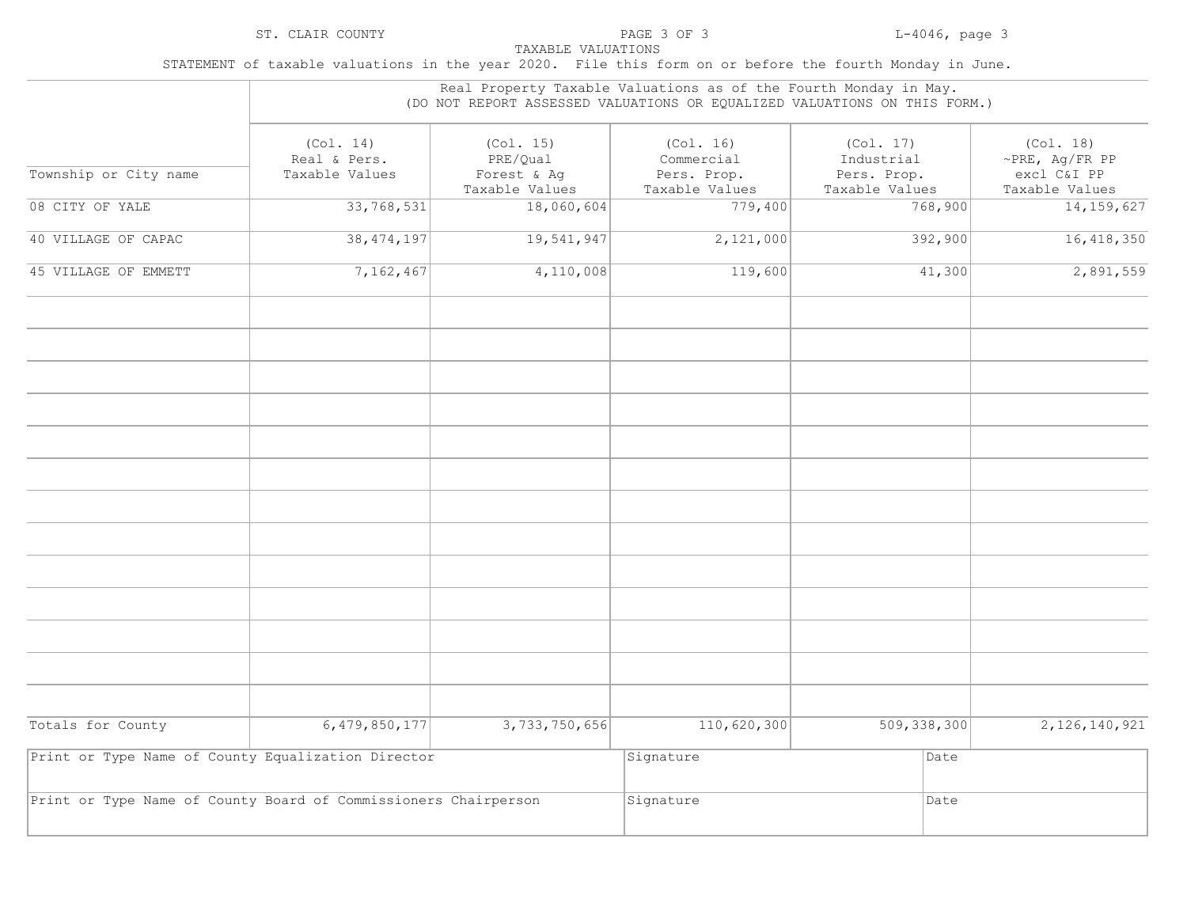ST. CLAIR COUNTY

TAXABLE VALUATIONS

L-4046, page 3

STATEMENT of taxable valuations in the year 2020. File this form on or before the fourth Monday in June.

| | Real Property Taxable Valuations as of the Fourth Monday in May. (DO NOT REPORT ASSESSED VALUATIONS OR EQUALIZED VALUATIONS ON THIS FORM.) | | | | |
|---|---|---|---|---|---|
| Township or City name | (Col. 14) Real & Pers. Taxable Values | (Col. 15) PRE/Qual Forest & Ag Taxable Values | (Col. 16) Commercial Pers. Prop. Taxable Values | (Col. 17) Industrial Pers. Prop. Taxable Values | (Col. 18) ~PRE, Ag/FR PP excl C&I PP Taxable Values |
| 08 CITY OF YALE | 33,768,531 | 18,060,604 | 779,400 | 768,900 | 14,159,627 |
| 40 VILLAGE OF CAPAC | 38,474,197 | 19,541,947 | 2,121,000 | 392,900 | 16,418,350 |
| 45 VILLAGE OF EMMETT | 7,162,467 | 4,110,008 | 119,600 | 41,300 | 2,891,559 |
| | | | | | |
| | | | | | |
| | | | | | |
| | | | | | |
| | | | | | |
| | | | | | |
| | | | | | |
| | | | | | |
| | | | | | |
| | | | | | |
| | | | | | |
| | | | | | |
| | | | | | |
| Totals for County | 6,479,850,177 | 3,733,750,656 | 110,620,300 | 509,338,300 | 2,126,140,921 |

| | | |
|---|---|---|
| Print or Type Name of County Equalization Director | Signature | Date |
| Print or Type Name of County Board of Commissioners Chairperson | Signature | Date |